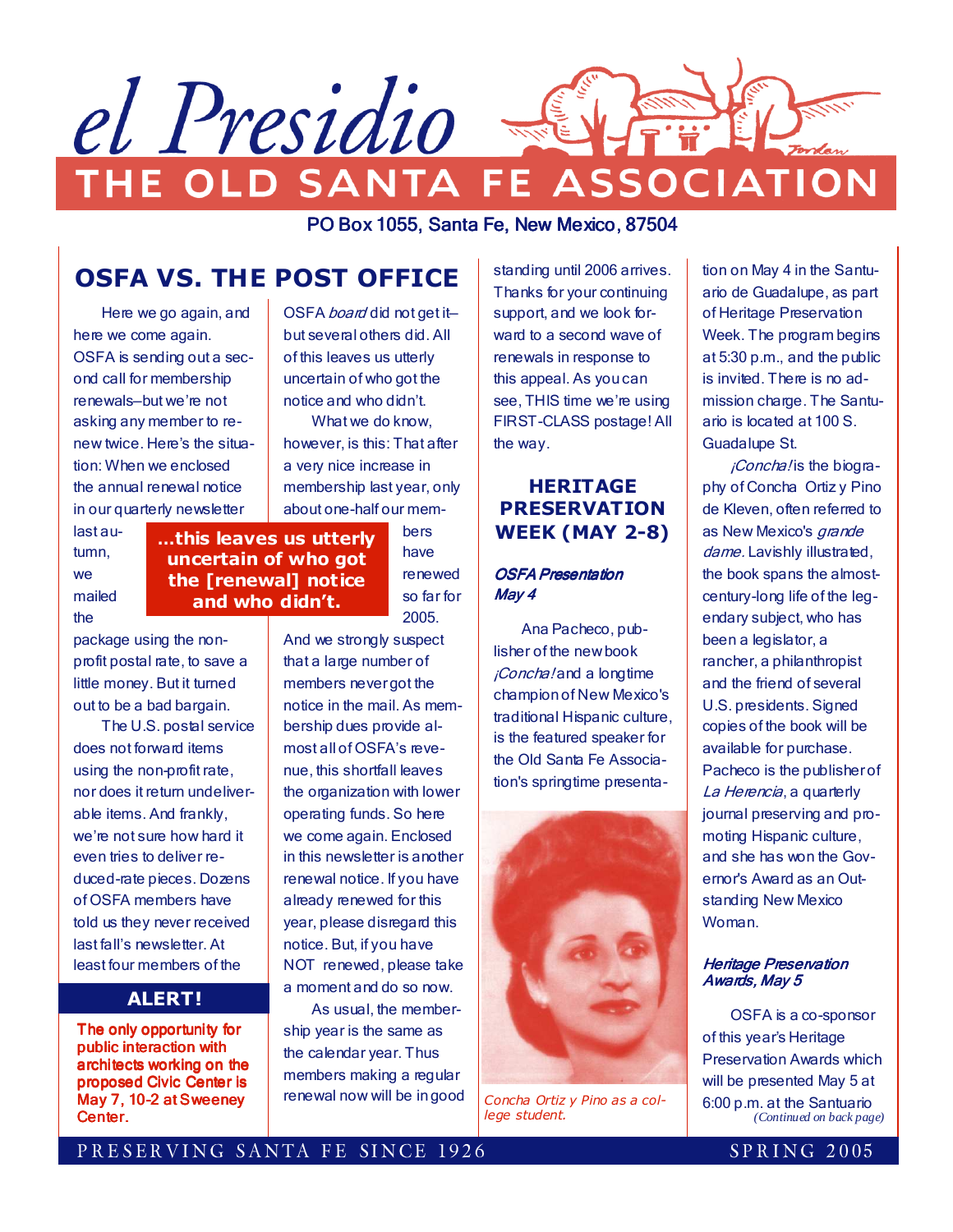# el Presidio

## THE OLD SANTA FE ASSOCIATION

PO Box 1055, Santa Fe, New Mexico, 87504

## OSFA VS. THE POST OFFICE

Here we go again, and here we come again. OSFA is sending out a second call for membership renewals–but we're not asking any member to renew twice. Here's the situation: When we enclosed the annual renewal notice in our quarterly newsletter last autumn, we mailed the package using the non-profit postal rate, to save a little money. But it turned out to be a bad bargain.

The U.S. postal service does not forward items using the non-profit rate, nor does it return undeliverable items. And frankly, we're not sure how hard it even tries to deliver reduced-rate pieces. Dozens of OSFA members have told us they never received last fall's newsletter. At least four members of the OSFA *board* did not get it–but several others did. All of this leaves us utterly uncertain of who got the notice and who didn't.

**...this leaves us utterly uncertain of who got the [renewal] notice and who didn't.**

What we do know, however, is this: That after a very nice increase in membership last year, only about one-half our members have renewed so far for 2005. And we strongly suspect that a large number of members never got the notice in the mail. As membership dues provide almost all of OSFA's revenue, this shortfall leaves the organization with lower operating funds. So here we come again. Enclosed in this newsletter is another renewal notice. If you have already renewed for this year, please disregard this notice. But, if you have NOT renewed, please take a moment and do so now.

As usual, the membership year is the same as the calendar year. Thus members making a regular renewal now will be in good standing until 2006 arrives. Thanks for your continuing support, and we look forward to a second wave of renewals in response to this appeal. As you can see, THIS time we're using FIRST-CLASS postage! All the way.

### ALERT!

**The only opportunity for public interaction with architects working on the proposed Civic Center is May 7, 10-2 at Sweeney Center.**

## HERITAGE PRESERVATION WEEK (MAY 2-8)

### *OSFA Presentation May 4*

Ana Pacheco, publisher of the new book *¡Concha!* and a longtime champion of New Mexico's traditional Hispanic culture, is the featured speaker for the Old Santa Fe Association's springtime presentation on May 4 in the Santuario de Guadalupe, as part of Heritage Preservation Week. The program begins at 5:30 p.m., and the public is invited. There is no admission charge. The Santuario is located at 100 S. Guadalupe St.

*Concha Ortiz y Pino as a college student.*

*¡Concha!* is the biography of Concha Ortiz y Pino de Kleven, often referred to as New Mexico's *grande dame.* Lavishly illustrated, the book spans the almost-century-long life of the legendary subject, who has been a legislator, a rancher, a philanthropist and the friend of several U.S. presidents. Signed copies of the book will be available for purchase. Pacheco is the publisher of *La Herencia*, a quarterly journal preserving and promoting Hispanic culture, and she has won the Governor's Award as an Outstanding New Mexico Woman.

### *Heritage Preservation Awards, May 5*

OSFA is a co-sponsor of this year's Heritage Preservation Awards which will be presented May 5 at 6:00 p.m. at the Santuario

*(Continued on back page)*

PRESERVING SANTA FE SINCE 1926 — SPRING 2005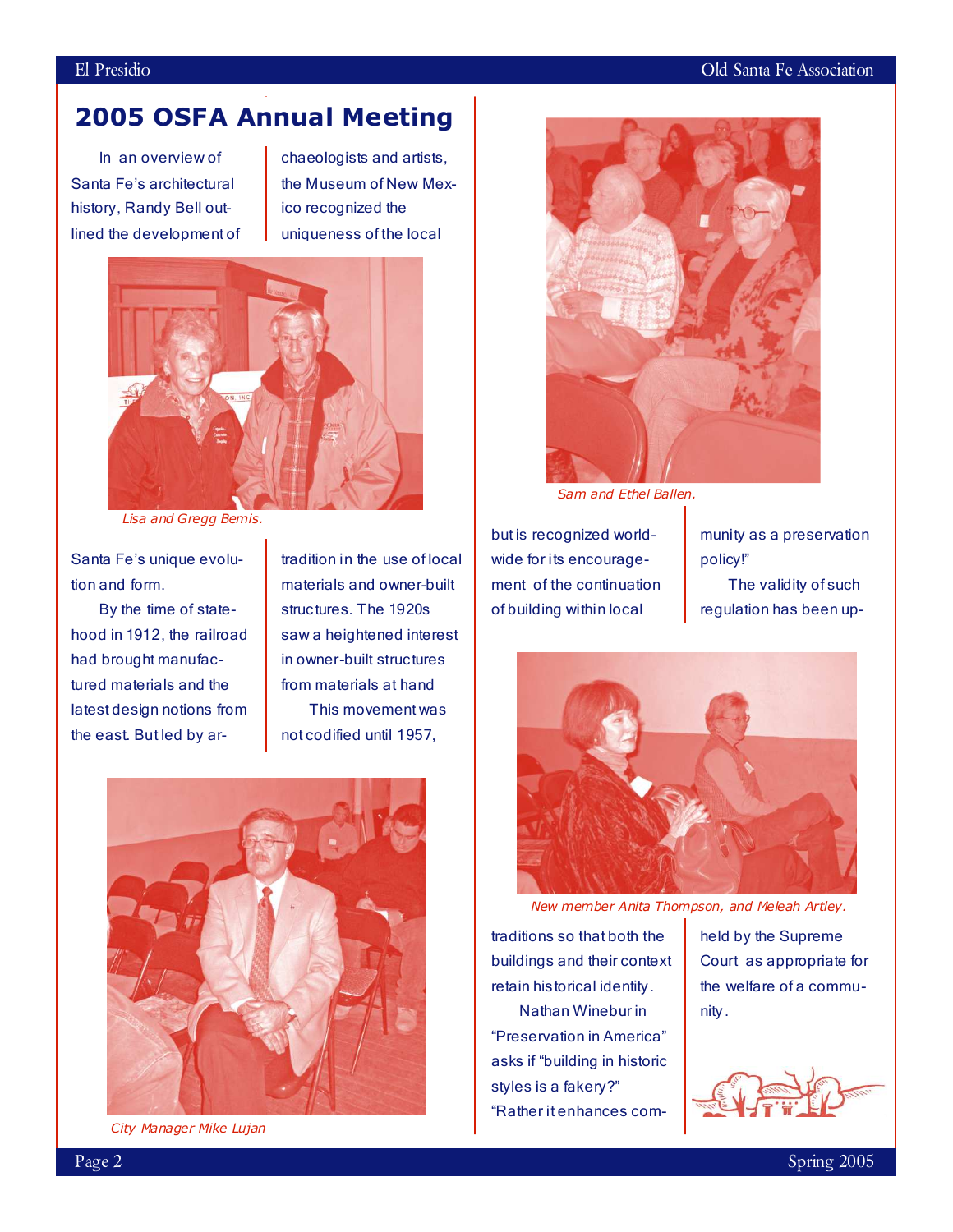## 2005 OSFA Annual Meeting

In an overview of Santa Fe's architectural history, Randy Bell outlined the development of Santa Fe's unique evolution and form.

By the time of statehood in 1912, the railroad had brought manufactured materials and the latest design notions from the east. But led by archaeologists and artists, the Museum of New Mexico recognized the uniqueness of the local tradition in the use of local materials and owner-built structures. The 1920s saw a heightened interest in owner-built structures from materials at hand

This movement was not codified until 1957, but is recognized worldwide for its encouragement of the continuation of building within local traditions so that both the buildings and their context retain historical identity.

Nathan Winebur in "Preservation in America" asks if "building in historic styles is a fakery?" "Rather it enhances community as a preservation policy!"

The validity of such regulation has been upheld by the Supreme Court as appropriate for the welfare of a community.

*Lisa and Gregg Bemis.*

*City Manager Mike Lujan*

*Sam and Ethel Ballen.*

*New member Anita Thompson, and Meleah Artley.*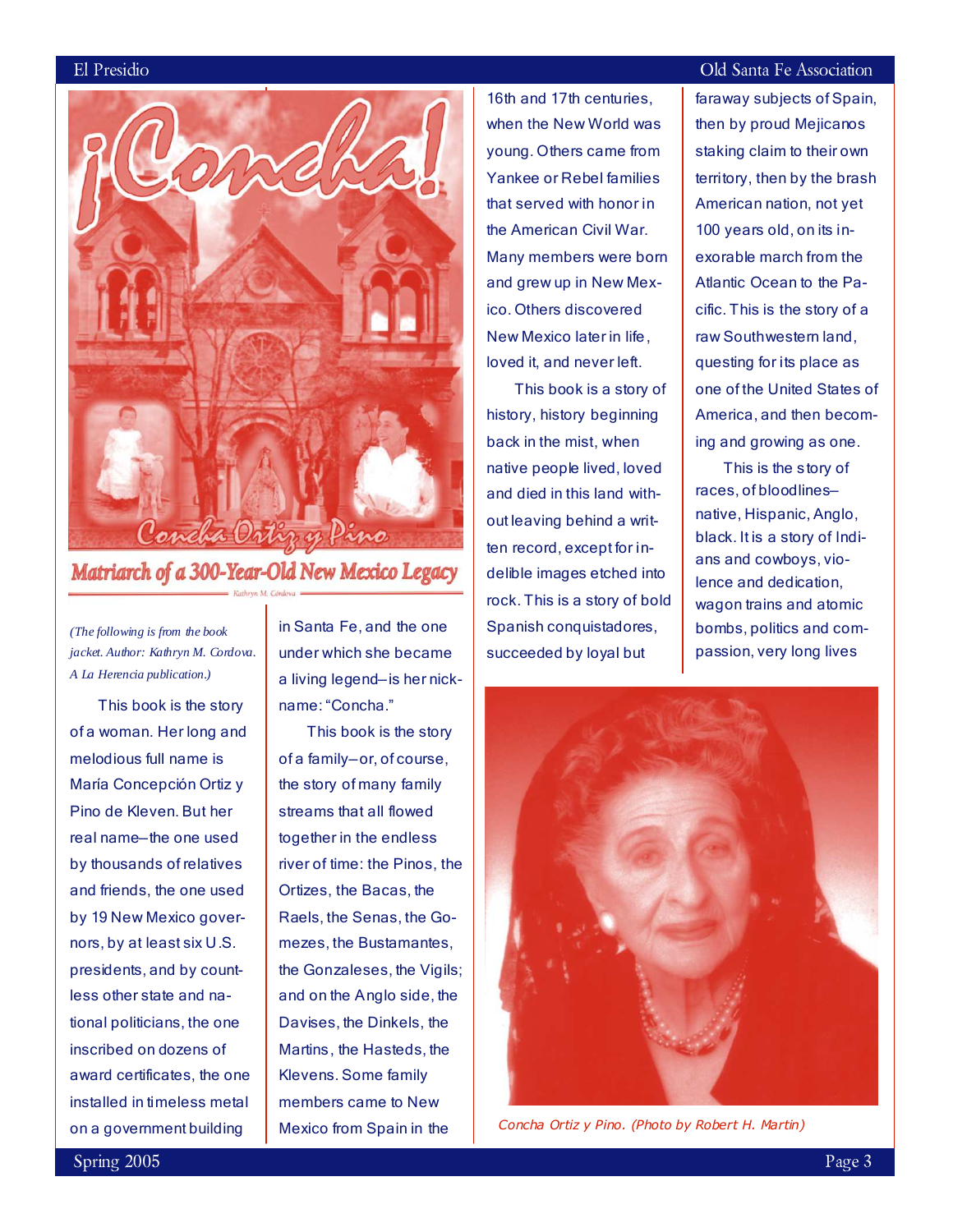# ¡Concha!

## Concha Ortiz y Pino

## Matriarch of a 300-Year-Old New Mexico Legacy

Kathryn M. Córdova

*(The following is from the book jacket. Author: Kathryn M. Cordova. A La Herencia publication.)*

This book is the story of a woman. Her long and melodious full name is María Concepción Ortiz y Pino de Kleven. But her real name–the one used by thousands of relatives and friends, the one used by 19 New Mexico governors, by at least six U.S. presidents, and by countless other state and national politicians, the one inscribed on dozens of award certificates, the one installed in timeless metal on a government building in Santa Fe, and the one under which she became a living legend–is her nickname: "Concha."

This book is the story of a family–or, of course, the story of many family streams that all flowed together in the endless river of time: the Pinos, the Ortizes, the Bacas, the Raels, the Senas, the Gomezes, the Bustamantes, the Gonzaleses, the Vigils; and on the Anglo side, the Davises, the Dinkels, the Martins, the Hasteds, the Klevens. Some family members came to New Mexico from Spain in the 16th and 17th centuries, when the New World was young. Others came from Yankee or Rebel families that served with honor in the American Civil War. Many members were born and grew up in New Mexico. Others discovered New Mexico later in life, loved it, and never left.

This book is a story of history, history beginning back in the mist, when native people lived, loved and died in this land without leaving behind a written record, except for indelible images etched into rock. This is a story of bold Spanish conquistadores, succeeded by loyal but faraway subjects of Spain, then by proud Mejicanos staking claim to their own territory, then by the brash American nation, not yet 100 years old, on its inexorable march from the Atlantic Ocean to the Pacific. This is the story of a raw Southwestern land, questing for its place as one of the United States of America, and then becoming and growing as one.

This is the story of races, of bloodlines–native, Hispanic, Anglo, black. It is a story of Indians and cowboys, violence and dedication, wagon trains and atomic bombs, politics and compassion, very long lives

*Concha Ortiz y Pino. (Photo by Robert H. Martin)*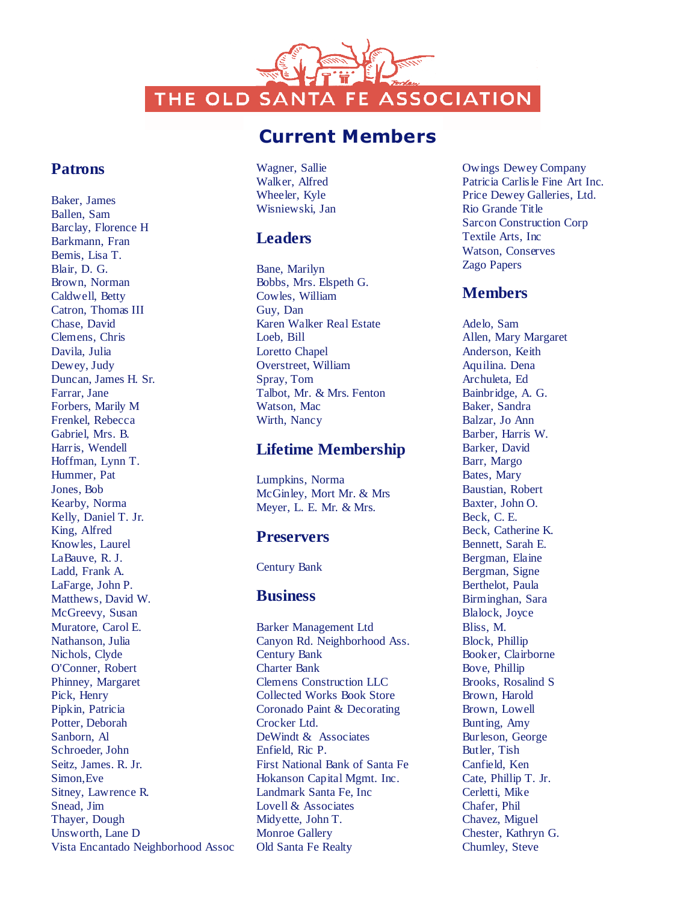# THE OLD SANTA FE ASSOCIATION

## Current Members

### Patrons

Baker, James
Ballen, Sam
Barclay, Florence H
Barkmann, Fran
Bemis, Lisa T.
Blair, D. G.
Brown, Norman
Caldwell, Betty
Catron, Thomas III
Chase, David
Clemens, Chris
Davila, Julia
Dewey, Judy
Duncan, James H. Sr.
Farrar, Jane
Forbers, Marily M
Frenkel, Rebecca
Gabriel, Mrs. B.
Harris, Wendell
Hoffman, Lynn T.
Hummer, Pat
Jones, Bob
Kearby, Norma
Kelly, Daniel T. Jr.
King, Alfred
Knowles, Laurel
LaBauve, R. J.
Ladd, Frank A.
LaFarge, John P.
Matthews, David W.
McGreevy, Susan
Muratore, Carol E.
Nathanson, Julia
Nichols, Clyde
O'Conner, Robert
Phinney, Margaret
Pick, Henry
Pipkin, Patricia
Potter, Deborah
Sanborn, Al
Schroeder, John
Seitz, James. R. Jr.
Simon,Eve
Sitney, Lawrence R.
Snead, Jim
Thayer, Dough
Unsworth, Lane D
Vista Encantado Neighborhood Assoc
Wagner, Sallie
Walker, Alfred
Wheeler, Kyle
Wisniewski, Jan

### Leaders

Bane, Marilyn
Bobbs, Mrs. Elspeth G.
Cowles, William
Guy, Dan
Karen Walker Real Estate
Loeb, Bill
Loretto Chapel
Overstreet, William
Spray, Tom
Talbot, Mr. & Mrs. Fenton
Watson, Mac
Wirth, Nancy

### Lifetime Membership

Lumpkins, Norma
McGinley, Mort Mr. & Mrs
Meyer, L. E. Mr. & Mrs.

### Preservers

Century Bank

### Business

Barker Management Ltd
Canyon Rd. Neighborhood Ass.
Century Bank
Charter Bank
Clemens Construction LLC
Collected Works Book Store
Coronado Paint & Decorating
Crocker Ltd.
DeWindt & Associates
Enfield, Ric P.
First National Bank of Santa Fe
Hokanson Capital Mgmt. Inc.
Landmark Santa Fe, Inc
Lovell & Associates
Midyette, John T.
Monroe Gallery
Old Santa Fe Realty
Owings Dewey Company
Patricia Carlisle Fine Art Inc.
Price Dewey Galleries, Ltd.
Rio Grande Title
Sarcon Construction Corp
Textile Arts, Inc
Watson, Conserves
Zago Papers

### Members

Adelo, Sam
Allen, Mary Margaret
Anderson, Keith
Aquilina. Dena
Archuleta, Ed
Bainbridge, A. G.
Baker, Sandra
Balzar, Jo Ann
Barber, Harris W.
Barker, David
Barr, Margo
Bates, Mary
Baustian, Robert
Baxter, John O.
Beck, C. E.
Beck, Catherine K.
Bennett, Sarah E.
Bergman, Elaine
Bergman, Signe
Berthelot, Paula
Birminghan, Sara
Blalock, Joyce
Bliss, M.
Block, Phillip
Booker, Clairborne
Bove, Phillip
Brooks, Rosalind S
Brown, Harold
Brown, Lowell
Bunting, Amy
Burleson, George
Butler, Tish
Canfield, Ken
Cate, Phillip T. Jr.
Cerletti, Mike
Chafer, Phil
Chavez, Miguel
Chester, Kathryn G.
Chumley, Steve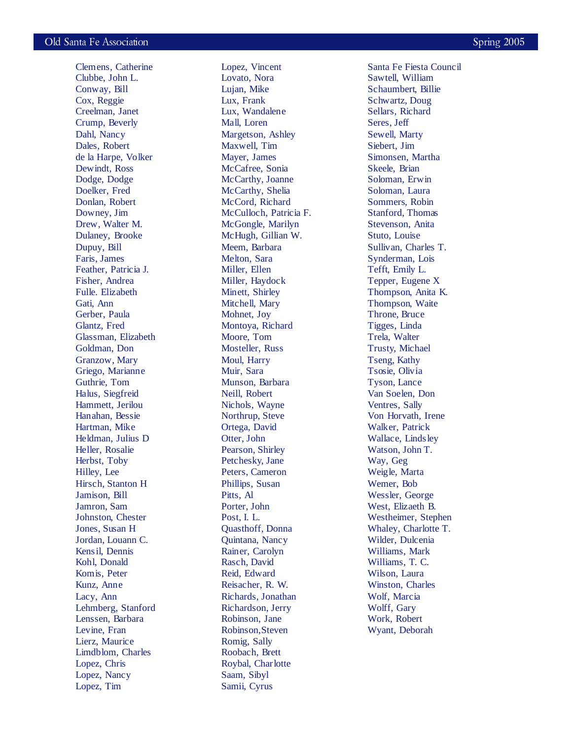Clemens, Catherine
Clubbe, John L.
Conway, Bill
Cox, Reggie
Creelman, Janet
Crump, Beverly
Dahl, Nancy
Dales, Robert
de la Harpe, Volker
Dewindt, Ross
Dodge, Dodge
Doelker, Fred
Donlan, Robert
Downey, Jim
Drew, Walter M.
Dulaney, Brooke
Dupuy, Bill
Faris, James
Feather, Patricia J.
Fisher, Andrea
Fulle. Elizabeth
Gati, Ann
Gerber, Paula
Glantz, Fred
Glassman, Elizabeth
Goldman, Don
Granzow, Mary
Griego, Marianne
Guthrie, Tom
Halus, Siegfreid
Hammett, Jerilou
Hanahan, Bessie
Hartman, Mike
Heldman, Julius D
Heller, Rosalie
Herbst, Toby
Hilley, Lee
Hirsch, Stanton H
Jamison, Bill
Jamron, Sam
Johnston, Chester
Jones, Susan H
Jordan, Louann C.
Kensil, Dennis
Kohl, Donald
Komis, Peter
Kunz, Anne
Lacy, Ann
Lehmberg, Stanford
Lenssen, Barbara
Levine, Fran
Lierz, Maurice
Limdblom, Charles
Lopez, Chris
Lopez, Nancy
Lopez, Tim
Lopez, Vincent
Lovato, Nora
Lujan, Mike
Lux, Frank
Lux, Wandalene
Mall, Loren
Margetson, Ashley
Maxwell, Tim
Mayer, James
McCafree, Sonia
McCarthy, Joanne
McCarthy, Shelia
McCord, Richard
McCulloch, Patricia F.
McGongle, Marilyn
McHugh, Gillian W.
Meem, Barbara
Melton, Sara
Miller, Ellen
Miller, Haydock
Minett, Shirley
Mitchell, Mary
Mohnet, Joy
Montoya, Richard
Moore, Tom
Mosteller, Russ
Moul, Harry
Muir, Sara
Munson, Barbara
Neill, Robert
Nichols, Wayne
Northrup, Steve
Ortega, David
Otter, John
Pearson, Shirley
Petchesky, Jane
Peters, Cameron
Phillips, Susan
Pitts, Al
Porter, John
Post, I. L.
Quasthoff, Donna
Quintana, Nancy
Rainer, Carolyn
Rasch, David
Reid, Edward
Reisacher, R. W.
Richards, Jonathan
Richardson, Jerry
Robinson, Jane
Robinson,Steven
Romig, Sally
Roobach, Brett
Roybal, Charlotte
Saam, Sibyl
Samii, Cyrus
Santa Fe Fiesta Council
Sawtell, William
Schaumbert, Billie
Schwartz, Doug
Sellars, Richard
Seres, Jeff
Sewell, Marty
Siebert, Jim
Simonsen, Martha
Skeele, Brian
Soloman, Erwin
Soloman, Laura
Sommers, Robin
Stanford, Thomas
Stevenson, Anita
Stuto, Louise
Sullivan, Charles T.
Synderman, Lois
Tefft, Emily L.
Tepper, Eugene X
Thompson, Anita K.
Thompson, Waite
Throne, Bruce
Tigges, Linda
Trela, Walter
Trusty, Michael
Tseng, Kathy
Tsosie, Olivia
Tyson, Lance
Van Soelen, Don
Ventres, Sally
Von Horvath, Irene
Walker, Patrick
Wallace, Lindsley
Watson, John T.
Way, Geg
Weigle, Marta
Wemer, Bob
Wessler, George
West, Elizaeth B.
Westheimer, Stephen
Whaley, Charlotte T.
Wilder, Dulcenia
Williams, Mark
Williams, T. C.
Wilson, Laura
Winston, Charles
Wolf, Marcia
Wolff, Gary
Work, Robert
Wyant, Deborah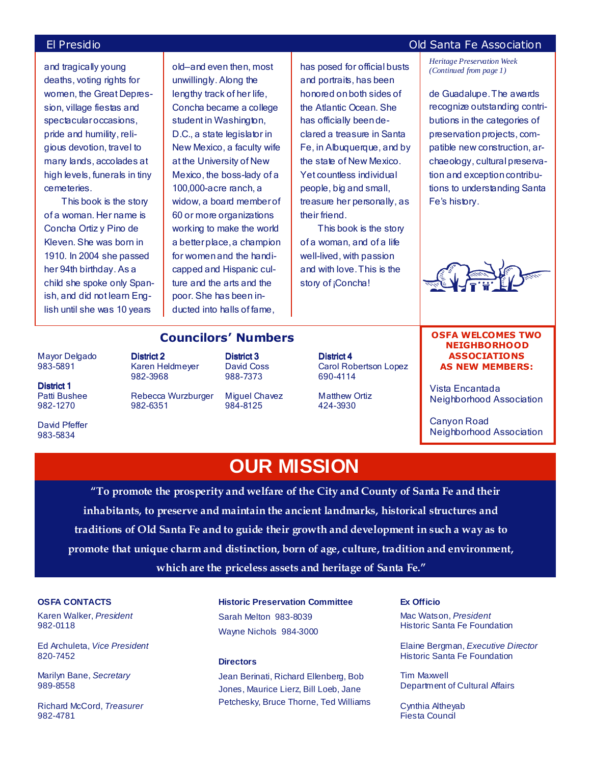and tragically young deaths, voting rights for women, the Great Depression, village fiestas and spectacular occasions, pride and humility, religious devotion, travel to many lands, accolades at high levels, funerals in tiny cemeteries.

This book is the story of a woman. Her name is Concha Ortiz y Pino de Kleven. She was born in 1910. In 2004 she passed her 94th birthday. As a child she spoke only Spanish, and did not learn English until she was 10 years old–and even then, most unwillingly. Along the lengthy track of her life, Concha became a college student in Washington, D.C., a state legislator in New Mexico, a faculty wife at the University of New Mexico, the boss-lady of a 100,000-acre ranch, a widow, a board member of 60 or more organizations working to make the world a better place, a champion for women and the handicapped and Hispanic culture and the arts and the poor. She has been inducted into halls of fame, has posed for official busts and portraits, has been honored on both sides of the Atlantic Ocean. She has officially been declared a treasure in Santa Fe, in Albuquerque, and by the state of New Mexico. Yet countless individual people, big and small, treasure her personally, as their friend.

This book is the story of a woman, and of a life well-lived, with passion and with love. This is the story of ¡Concha!

*Heritage Preservation Week (Continued from page 1)*

de Guadalupe. The awards recognize outstanding contributions in the categories of preservation projects, compatible new construction, archaeology, cultural preservation and exception contributions to understanding Santa Fe's history.

## Councilors' Numbers

Mayor Delgado
983-5891

**District 1**
Patti Bushee
982-1270

David Pfeffer
983-5834

**District 2**
Karen Heldmeyer
982-3968

Rebecca Wurzburger
982-6351

**District 3**
David Coss
988-7373

Miguel Chavez
984-8125

**District 4**
Carol Robertson Lopez
690-4114

Matthew Ortiz
424-3930

**OSFA WELCOMES TWO NEIGHBORHOOD ASSOCIATIONS AS NEW MEMBERS:**

Vista Encantada Neighborhood Association

Canyon Road Neighborhood Association

# OUR MISSION

**"To promote the prosperity and welfare of the City and County of Santa Fe and their inhabitants, to preserve and maintain the ancient landmarks, historical structures and traditions of Old Santa Fe and to guide their growth and development in such a way as to promote that unique charm and distinction, born of age, culture, tradition and environment, which are the priceless assets and heritage of Santa Fe."**

**OSFA CONTACTS**

Karen Walker, *President*
982-0118

Ed Archuleta, *Vice President*
820-7452

Marilyn Bane, *Secretary*
989-8558

Richard McCord, *Treasurer*
982-4781

**Historic Preservation Committee**

Sarah Melton 983-8039

Wayne Nichols 984-3000

**Directors**

Jean Berinati, Richard Ellenberg, Bob Jones, Maurice Lierz, Bill Loeb, Jane Petchesky, Bruce Thorne, Ted Williams

**Ex Officio**

Mac Watson, *President*
Historic Santa Fe Foundation

Elaine Bergman, *Executive Director*
Historic Santa Fe Foundation

Tim Maxwell
Department of Cultural Affairs

Cynthia Altheyab
Fiesta Council